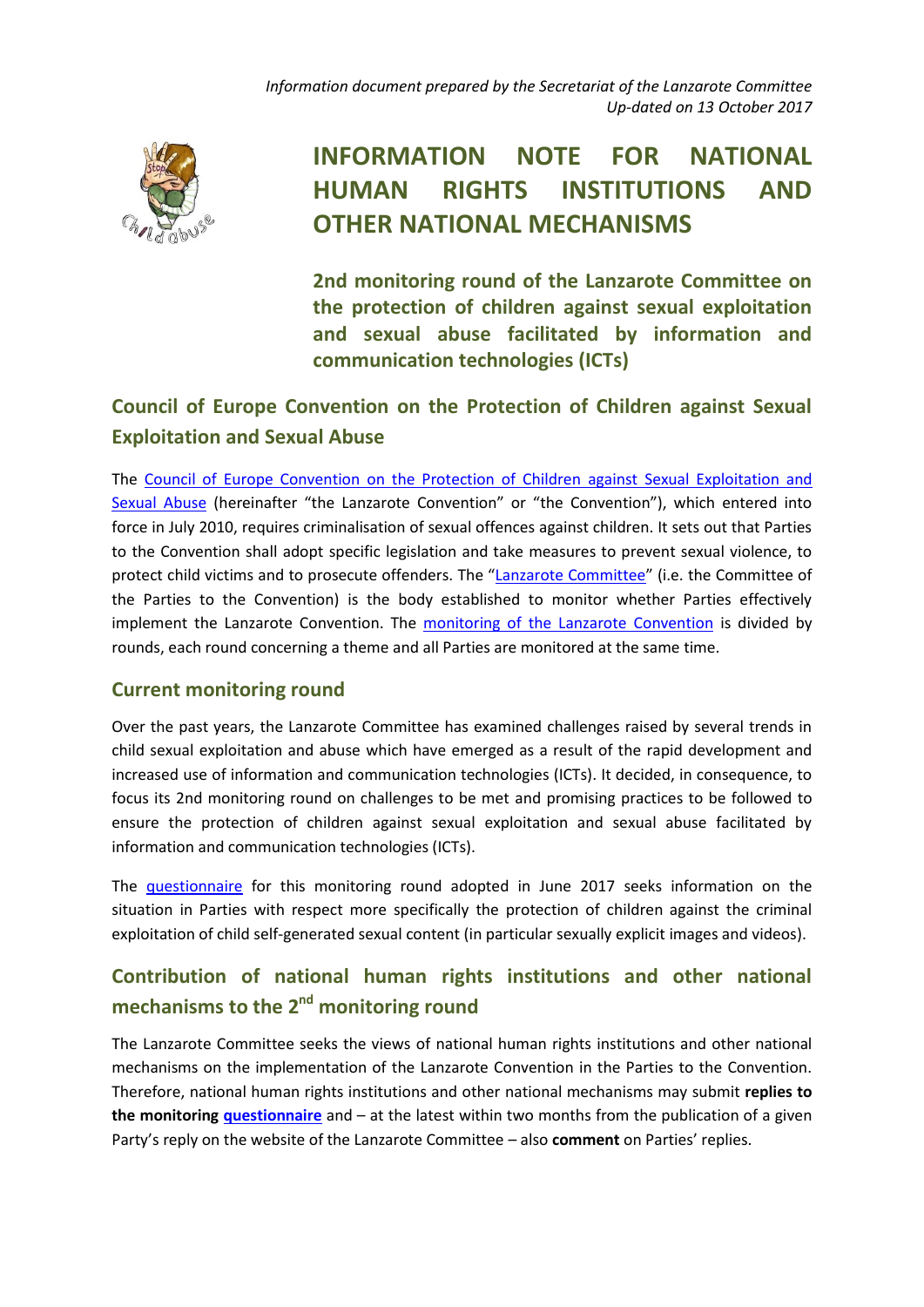*Information document prepared by the Secretariat of the Lanzarote Committee*
*Up-dated on 13 October 2017*

# INFORMATION NOTE FOR NATIONAL HUMAN RIGHTS INSTITUTIONS AND OTHER NATIONAL MECHANISMS

**2nd monitoring round of the Lanzarote Committee on the protection of children against sexual exploitation and sexual abuse facilitated by information and communication technologies (ICTs)**

## Council of Europe Convention on the Protection of Children against Sexual Exploitation and Sexual Abuse

The Council of Europe Convention on the Protection of Children against Sexual Exploitation and Sexual Abuse (hereinafter "the Lanzarote Convention" or "the Convention"), which entered into force in July 2010, requires criminalisation of sexual offences against children. It sets out that Parties to the Convention shall adopt specific legislation and take measures to prevent sexual violence, to protect child victims and to prosecute offenders. The "Lanzarote Committee" (i.e. the Committee of the Parties to the Convention) is the body established to monitor whether Parties effectively implement the Lanzarote Convention. The monitoring of the Lanzarote Convention is divided by rounds, each round concerning a theme and all Parties are monitored at the same time.

### Current monitoring round

Over the past years, the Lanzarote Committee has examined challenges raised by several trends in child sexual exploitation and abuse which have emerged as a result of the rapid development and increased use of information and communication technologies (ICTs). It decided, in consequence, to focus its 2nd monitoring round on challenges to be met and promising practices to be followed to ensure the protection of children against sexual exploitation and sexual abuse facilitated by information and communication technologies (ICTs).

The questionnaire for this monitoring round adopted in June 2017 seeks information on the situation in Parties with respect more specifically the protection of children against the criminal exploitation of child self-generated sexual content (in particular sexually explicit images and videos).

## Contribution of national human rights institutions and other national mechanisms to the 2nd monitoring round

The Lanzarote Committee seeks the views of national human rights institutions and other national mechanisms on the implementation of the Lanzarote Convention in the Parties to the Convention. Therefore, national human rights institutions and other national mechanisms may submit **replies to the monitoring questionnaire** and – at the latest within two months from the publication of a given Party's reply on the website of the Lanzarote Committee – also **comment** on Parties' replies.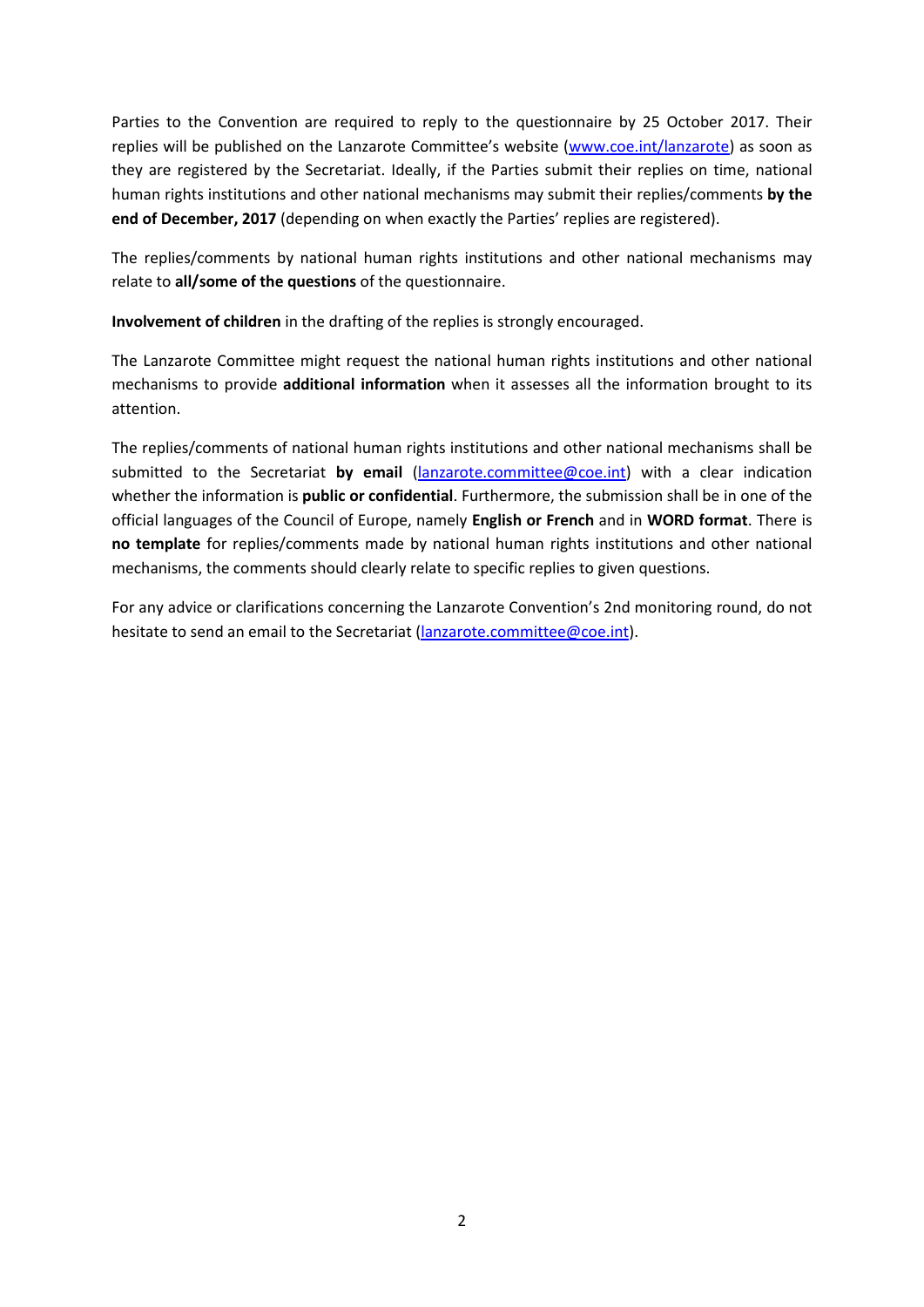Parties to the Convention are required to reply to the questionnaire by 25 October 2017. Their replies will be published on the Lanzarote Committee's website (www.coe.int/lanzarote) as soon as they are registered by the Secretariat. Ideally, if the Parties submit their replies on time, national human rights institutions and other national mechanisms may submit their replies/comments **by the end of December, 2017** (depending on when exactly the Parties' replies are registered).

The replies/comments by national human rights institutions and other national mechanisms may relate to **all/some of the questions** of the questionnaire.

**Involvement of children** in the drafting of the replies is strongly encouraged.

The Lanzarote Committee might request the national human rights institutions and other national mechanisms to provide **additional information** when it assesses all the information brought to its attention.

The replies/comments of national human rights institutions and other national mechanisms shall be submitted to the Secretariat **by email** (lanzarote.committee@coe.int) with a clear indication whether the information is **public or confidential**. Furthermore, the submission shall be in one of the official languages of the Council of Europe, namely **English or French** and in **WORD format**. There is **no template** for replies/comments made by national human rights institutions and other national mechanisms, the comments should clearly relate to specific replies to given questions.

For any advice or clarifications concerning the Lanzarote Convention's 2nd monitoring round, do not hesitate to send an email to the Secretariat (lanzarote.committee@coe.int).